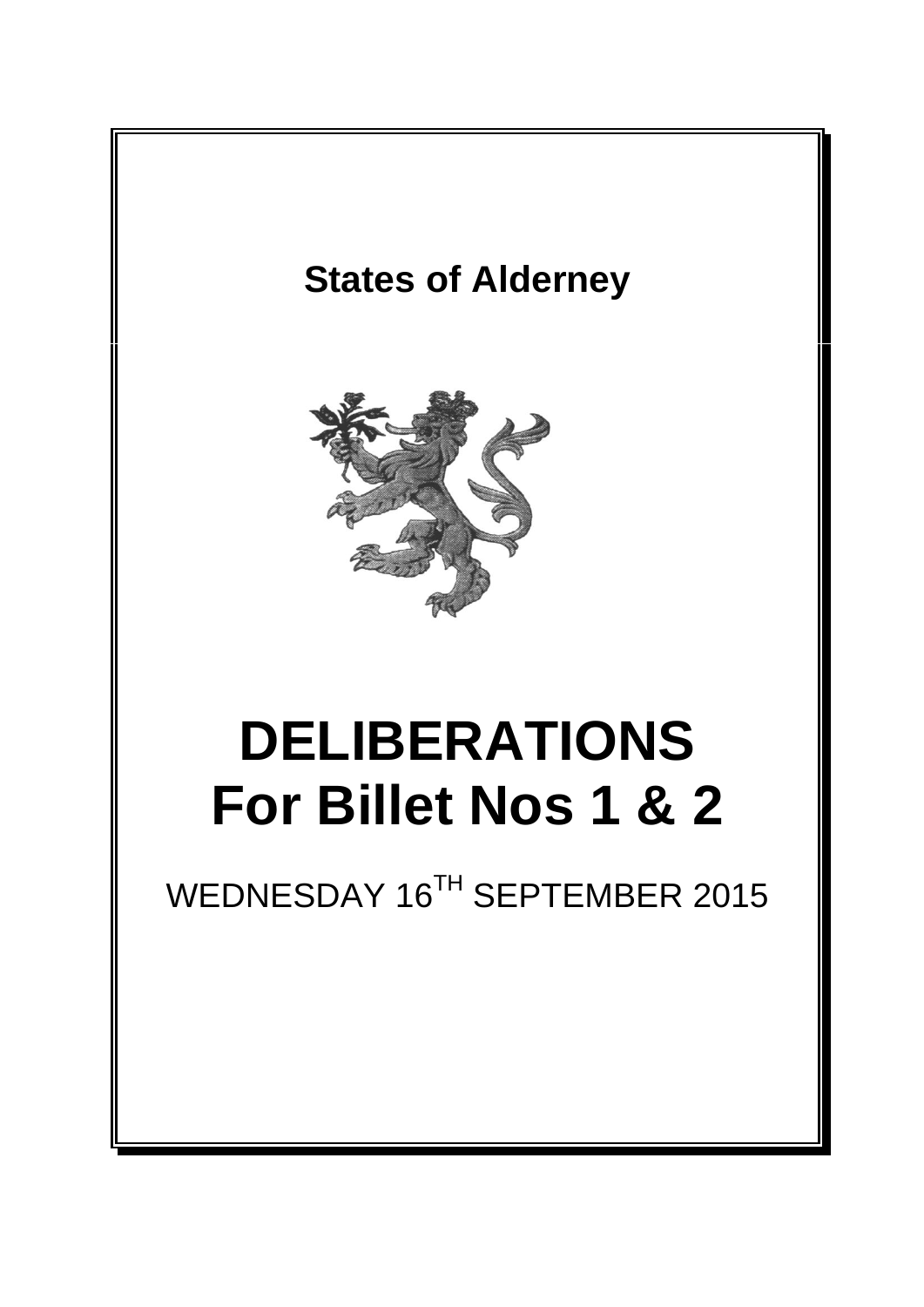## States of Alderney

# DELIBERATIONS For Billet Nos 1 & 2

WEDNESDAY 16TH SEPTEMBER 2015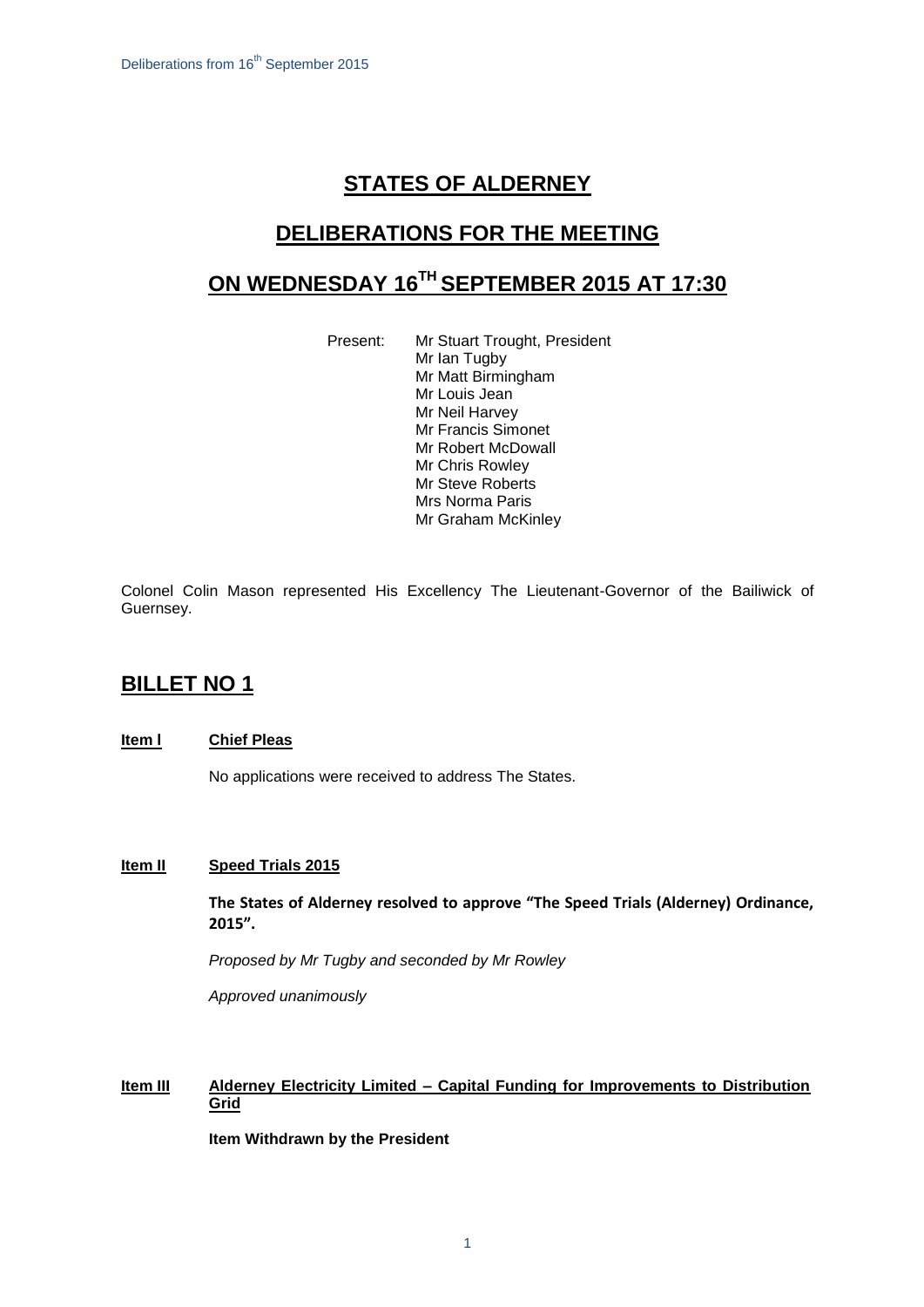# STATES OF ALDERNEY

## DELIBERATIONS FOR THE MEETING

## ON WEDNESDAY 16TH SEPTEMBER 2015 AT 17:30

Present:
- Mr Stuart Trought, President
- Mr Ian Tugby
- Mr Matt Birmingham
- Mr Louis Jean
- Mr Neil Harvey
- Mr Francis Simonet
- Mr Robert McDowall
- Mr Chris Rowley
- Mr Steve Roberts
- Mrs Norma Paris
- Mr Graham McKinley

Colonel Colin Mason represented His Excellency The Lieutenant-Governor of the Bailiwick of Guernsey.

## BILLET NO 1

### Item I Chief Pleas

No applications were received to address The States.

### Item II Speed Trials 2015

**The States of Alderney resolved to approve "The Speed Trials (Alderney) Ordinance, 2015".**

*Proposed by Mr Tugby and seconded by Mr Rowley*

*Approved unanimously*

### Item III Alderney Electricity Limited – Capital Funding for Improvements to Distribution Grid

**Item Withdrawn by the President**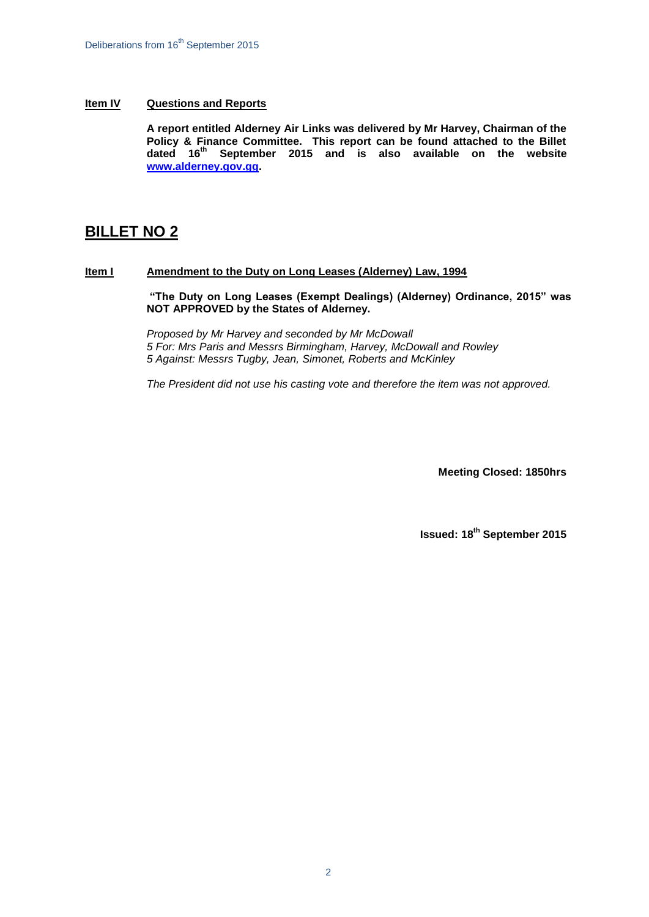**Item IV** **Questions and Reports**

**A report entitled Alderney Air Links was delivered by Mr Harvey, Chairman of the Policy & Finance Committee. This report can be found attached to the Billet dated 16th September 2015 and is also available on the website [www.alderney.gov.gg](http://www.alderney.gov.gg).**

## BILLET NO 2

**Item I** **Amendment to the Duty on Long Leases (Alderney) Law, 1994**

**"The Duty on Long Leases (Exempt Dealings) (Alderney) Ordinance, 2015" was NOT APPROVED by the States of Alderney.**

*Proposed by Mr Harvey and seconded by Mr McDowall*
*5 For: Mrs Paris and Messrs Birmingham, Harvey, McDowall and Rowley*
*5 Against: Messrs Tugby, Jean, Simonet, Roberts and McKinley*

*The President did not use his casting vote and therefore the item was not approved.*

**Meeting Closed: 1850hrs**

**Issued: 18th September 2015**